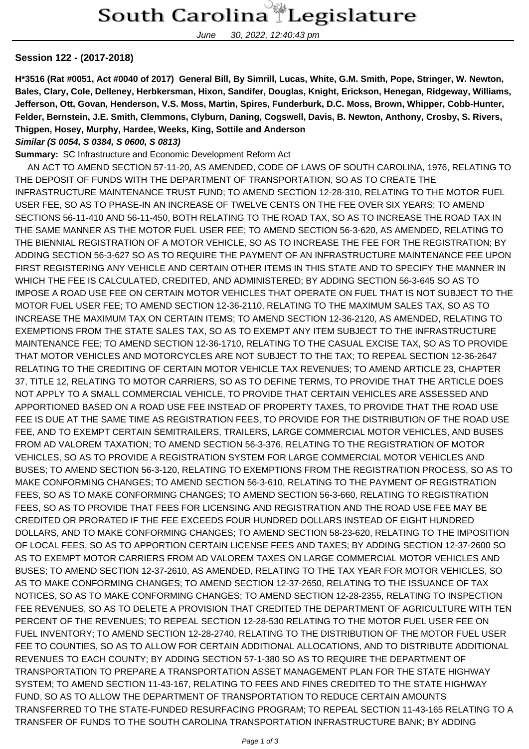**Session 122 - (2017-2018)**

**H*3516 (Rat #0051, Act #0040 of 2017) General Bill, By Simrill, Lucas, White, G.M. Smith, Pope, Stringer, W. Newton, Bales, Clary, Cole, Delleney, Herbkersman, Hixon, Sandifer, Douglas, Knight, Erickson, Henegan, Ridgeway, Williams, Jefferson, Ott, Govan, Henderson, V.S. Moss, Martin, Spires, Funderburk, D.C. Moss, Brown, Whipper, Cobb-Hunter, Felder, Bernstein, J.E. Smith, Clemmons, Clyburn, Daning, Cogswell, Davis, B. Newton, Anthony, Crosby, S. Rivers, Thigpen, Hosey, Murphy, Hardee, Weeks, King, Sottile and Anderson**

***Similar (S 0054, S 0384, S 0600, S 0813)***

**Summary:** SC Infrastructure and Economic Development Reform Act

AN ACT TO AMEND SECTION 57-11-20, AS AMENDED, CODE OF LAWS OF SOUTH CAROLINA, 1976, RELATING TO THE DEPOSIT OF FUNDS WITH THE DEPARTMENT OF TRANSPORTATION, SO AS TO CREATE THE INFRASTRUCTURE MAINTENANCE TRUST FUND; TO AMEND SECTION 12-28-310, RELATING TO THE MOTOR FUEL USER FEE, SO AS TO PHASE-IN AN INCREASE OF TWELVE CENTS ON THE FEE OVER SIX YEARS; TO AMEND SECTIONS 56-11-410 AND 56-11-450, BOTH RELATING TO THE ROAD TAX, SO AS TO INCREASE THE ROAD TAX IN THE SAME MANNER AS THE MOTOR FUEL USER FEE; TO AMEND SECTION 56-3-620, AS AMENDED, RELATING TO THE BIENNIAL REGISTRATION OF A MOTOR VEHICLE, SO AS TO INCREASE THE FEE FOR THE REGISTRATION; BY ADDING SECTION 56-3-627 SO AS TO REQUIRE THE PAYMENT OF AN INFRASTRUCTURE MAINTENANCE FEE UPON FIRST REGISTERING ANY VEHICLE AND CERTAIN OTHER ITEMS IN THIS STATE AND TO SPECIFY THE MANNER IN WHICH THE FEE IS CALCULATED, CREDITED, AND ADMINISTERED; BY ADDING SECTION 56-3-645 SO AS TO IMPOSE A ROAD USE FEE ON CERTAIN MOTOR VEHICLES THAT OPERATE ON FUEL THAT IS NOT SUBJECT TO THE MOTOR FUEL USER FEE; TO AMEND SECTION 12-36-2110, RELATING TO THE MAXIMUM SALES TAX, SO AS TO INCREASE THE MAXIMUM TAX ON CERTAIN ITEMS; TO AMEND SECTION 12-36-2120, AS AMENDED, RELATING TO EXEMPTIONS FROM THE STATE SALES TAX, SO AS TO EXEMPT ANY ITEM SUBJECT TO THE INFRASTRUCTURE MAINTENANCE FEE; TO AMEND SECTION 12-36-1710, RELATING TO THE CASUAL EXCISE TAX, SO AS TO PROVIDE THAT MOTOR VEHICLES AND MOTORCYCLES ARE NOT SUBJECT TO THE TAX; TO REPEAL SECTION 12-36-2647 RELATING TO THE CREDITING OF CERTAIN MOTOR VEHICLE TAX REVENUES; TO AMEND ARTICLE 23, CHAPTER 37, TITLE 12, RELATING TO MOTOR CARRIERS, SO AS TO DEFINE TERMS, TO PROVIDE THAT THE ARTICLE DOES NOT APPLY TO A SMALL COMMERCIAL VEHICLE, TO PROVIDE THAT CERTAIN VEHICLES ARE ASSESSED AND APPORTIONED BASED ON A ROAD USE FEE INSTEAD OF PROPERTY TAXES, TO PROVIDE THAT THE ROAD USE FEE IS DUE AT THE SAME TIME AS REGISTRATION FEES, TO PROVIDE FOR THE DISTRIBUTION OF THE ROAD USE FEE, AND TO EXEMPT CERTAIN SEMITRAILERS, TRAILERS, LARGE COMMERCIAL MOTOR VEHICLES, AND BUSES FROM AD VALOREM TAXATION; TO AMEND SECTION 56-3-376, RELATING TO THE REGISTRATION OF MOTOR VEHICLES, SO AS TO PROVIDE A REGISTRATION SYSTEM FOR LARGE COMMERCIAL MOTOR VEHICLES AND BUSES; TO AMEND SECTION 56-3-120, RELATING TO EXEMPTIONS FROM THE REGISTRATION PROCESS, SO AS TO MAKE CONFORMING CHANGES; TO AMEND SECTION 56-3-610, RELATING TO THE PAYMENT OF REGISTRATION FEES, SO AS TO MAKE CONFORMING CHANGES; TO AMEND SECTION 56-3-660, RELATING TO REGISTRATION FEES, SO AS TO PROVIDE THAT FEES FOR LICENSING AND REGISTRATION AND THE ROAD USE FEE MAY BE CREDITED OR PRORATED IF THE FEE EXCEEDS FOUR HUNDRED DOLLARS INSTEAD OF EIGHT HUNDRED DOLLARS, AND TO MAKE CONFORMING CHANGES; TO AMEND SECTION 58-23-620, RELATING TO THE IMPOSITION OF LOCAL FEES, SO AS TO APPORTION CERTAIN LICENSE FEES AND TAXES; BY ADDING SECTION 12-37-2600 SO AS TO EXEMPT MOTOR CARRIERS FROM AD VALOREM TAXES ON LARGE COMMERCIAL MOTOR VEHICLES AND BUSES; TO AMEND SECTION 12-37-2610, AS AMENDED, RELATING TO THE TAX YEAR FOR MOTOR VEHICLES, SO AS TO MAKE CONFORMING CHANGES; TO AMEND SECTION 12-37-2650, RELATING TO THE ISSUANCE OF TAX NOTICES, SO AS TO MAKE CONFORMING CHANGES; TO AMEND SECTION 12-28-2355, RELATING TO INSPECTION FEE REVENUES, SO AS TO DELETE A PROVISION THAT CREDITED THE DEPARTMENT OF AGRICULTURE WITH TEN PERCENT OF THE REVENUES; TO REPEAL SECTION 12-28-530 RELATING TO THE MOTOR FUEL USER FEE ON FUEL INVENTORY; TO AMEND SECTION 12-28-2740, RELATING TO THE DISTRIBUTION OF THE MOTOR FUEL USER FEE TO COUNTIES, SO AS TO ALLOW FOR CERTAIN ADDITIONAL ALLOCATIONS, AND TO DISTRIBUTE ADDITIONAL REVENUES TO EACH COUNTY; BY ADDING SECTION 57-1-380 SO AS TO REQUIRE THE DEPARTMENT OF TRANSPORTATION TO PREPARE A TRANSPORTATION ASSET MANAGEMENT PLAN FOR THE STATE HIGHWAY SYSTEM; TO AMEND SECTION 11-43-167, RELATING TO FEES AND FINES CREDITED TO THE STATE HIGHWAY FUND, SO AS TO ALLOW THE DEPARTMENT OF TRANSPORTATION TO REDUCE CERTAIN AMOUNTS TRANSFERRED TO THE STATE-FUNDED RESURFACING PROGRAM; TO REPEAL SECTION 11-43-165 RELATING TO A TRANSFER OF FUNDS TO THE SOUTH CAROLINA TRANSPORTATION INFRASTRUCTURE BANK; BY ADDING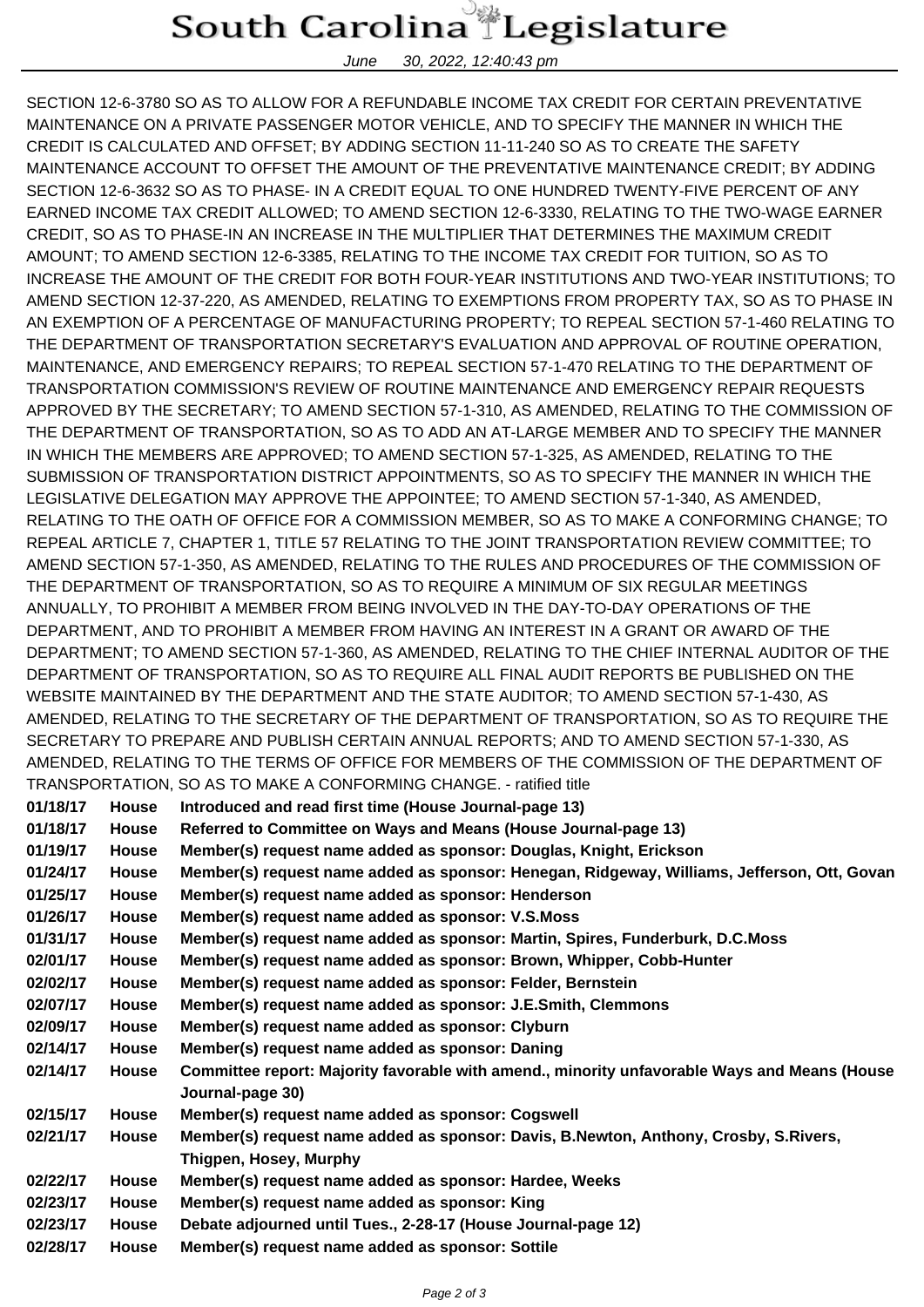SECTION 12-6-3780 SO AS TO ALLOW FOR A REFUNDABLE INCOME TAX CREDIT FOR CERTAIN PREVENTATIVE MAINTENANCE ON A PRIVATE PASSENGER MOTOR VEHICLE, AND TO SPECIFY THE MANNER IN WHICH THE CREDIT IS CALCULATED AND OFFSET; BY ADDING SECTION 11-11-240 SO AS TO CREATE THE SAFETY MAINTENANCE ACCOUNT TO OFFSET THE AMOUNT OF THE PREVENTATIVE MAINTENANCE CREDIT; BY ADDING SECTION 12-6-3632 SO AS TO PHASE- IN A CREDIT EQUAL TO ONE HUNDRED TWENTY-FIVE PERCENT OF ANY EARNED INCOME TAX CREDIT ALLOWED; TO AMEND SECTION 12-6-3330, RELATING TO THE TWO-WAGE EARNER CREDIT, SO AS TO PHASE-IN AN INCREASE IN THE MULTIPLIER THAT DETERMINES THE MAXIMUM CREDIT AMOUNT; TO AMEND SECTION 12-6-3385, RELATING TO THE INCOME TAX CREDIT FOR TUITION, SO AS TO INCREASE THE AMOUNT OF THE CREDIT FOR BOTH FOUR-YEAR INSTITUTIONS AND TWO-YEAR INSTITUTIONS; TO AMEND SECTION 12-37-220, AS AMENDED, RELATING TO EXEMPTIONS FROM PROPERTY TAX, SO AS TO PHASE IN AN EXEMPTION OF A PERCENTAGE OF MANUFACTURING PROPERTY; TO REPEAL SECTION 57-1-460 RELATING TO THE DEPARTMENT OF TRANSPORTATION SECRETARY'S EVALUATION AND APPROVAL OF ROUTINE OPERATION, MAINTENANCE, AND EMERGENCY REPAIRS; TO REPEAL SECTION 57-1-470 RELATING TO THE DEPARTMENT OF TRANSPORTATION COMMISSION'S REVIEW OF ROUTINE MAINTENANCE AND EMERGENCY REPAIR REQUESTS APPROVED BY THE SECRETARY; TO AMEND SECTION 57-1-310, AS AMENDED, RELATING TO THE COMMISSION OF THE DEPARTMENT OF TRANSPORTATION, SO AS TO ADD AN AT-LARGE MEMBER AND TO SPECIFY THE MANNER IN WHICH THE MEMBERS ARE APPROVED; TO AMEND SECTION 57-1-325, AS AMENDED, RELATING TO THE SUBMISSION OF TRANSPORTATION DISTRICT APPOINTMENTS, SO AS TO SPECIFY THE MANNER IN WHICH THE LEGISLATIVE DELEGATION MAY APPROVE THE APPOINTEE; TO AMEND SECTION 57-1-340, AS AMENDED, RELATING TO THE OATH OF OFFICE FOR A COMMISSION MEMBER, SO AS TO MAKE A CONFORMING CHANGE; TO REPEAL ARTICLE 7, CHAPTER 1, TITLE 57 RELATING TO THE JOINT TRANSPORTATION REVIEW COMMITTEE; TO AMEND SECTION 57-1-350, AS AMENDED, RELATING TO THE RULES AND PROCEDURES OF THE COMMISSION OF THE DEPARTMENT OF TRANSPORTATION, SO AS TO REQUIRE A MINIMUM OF SIX REGULAR MEETINGS ANNUALLY, TO PROHIBIT A MEMBER FROM BEING INVOLVED IN THE DAY-TO-DAY OPERATIONS OF THE DEPARTMENT, AND TO PROHIBIT A MEMBER FROM HAVING AN INTEREST IN A GRANT OR AWARD OF THE DEPARTMENT; TO AMEND SECTION 57-1-360, AS AMENDED, RELATING TO THE CHIEF INTERNAL AUDITOR OF THE DEPARTMENT OF TRANSPORTATION, SO AS TO REQUIRE ALL FINAL AUDIT REPORTS BE PUBLISHED ON THE WEBSITE MAINTAINED BY THE DEPARTMENT AND THE STATE AUDITOR; TO AMEND SECTION 57-1-430, AS AMENDED, RELATING TO THE SECRETARY OF THE DEPARTMENT OF TRANSPORTATION, SO AS TO REQUIRE THE SECRETARY TO PREPARE AND PUBLISH CERTAIN ANNUAL REPORTS; AND TO AMEND SECTION 57-1-330, AS AMENDED, RELATING TO THE TERMS OF OFFICE FOR MEMBERS OF THE COMMISSION OF THE DEPARTMENT OF TRANSPORTATION, SO AS TO MAKE A CONFORMING CHANGE. - ratified title

| | | |
|---|---|---|
| **01/18/17** | **House** | **Introduced and read first time (House Journal-page 13)** |
| **01/18/17** | **House** | **Referred to Committee on Ways and Means (House Journal-page 13)** |
| **01/19/17** | **House** | **Member(s) request name added as sponsor: Douglas, Knight, Erickson** |
| **01/24/17** | **House** | **Member(s) request name added as sponsor: Henegan, Ridgeway, Williams, Jefferson, Ott, Govan** |
| **01/25/17** | **House** | **Member(s) request name added as sponsor: Henderson** |
| **01/26/17** | **House** | **Member(s) request name added as sponsor: V.S.Moss** |
| **01/31/17** | **House** | **Member(s) request name added as sponsor: Martin, Spires, Funderburk, D.C.Moss** |
| **02/01/17** | **House** | **Member(s) request name added as sponsor: Brown, Whipper, Cobb-Hunter** |
| **02/02/17** | **House** | **Member(s) request name added as sponsor: Felder, Bernstein** |
| **02/07/17** | **House** | **Member(s) request name added as sponsor: J.E.Smith, Clemmons** |
| **02/09/17** | **House** | **Member(s) request name added as sponsor: Clyburn** |
| **02/14/17** | **House** | **Member(s) request name added as sponsor: Daning** |
| **02/14/17** | **House** | **Committee report: Majority favorable with amend., minority unfavorable Ways and Means (House Journal-page 30)** |
| **02/15/17** | **House** | **Member(s) request name added as sponsor: Cogswell** |
| **02/21/17** | **House** | **Member(s) request name added as sponsor: Davis, B.Newton, Anthony, Crosby, S.Rivers, Thigpen, Hosey, Murphy** |
| **02/22/17** | **House** | **Member(s) request name added as sponsor: Hardee, Weeks** |
| **02/23/17** | **House** | **Member(s) request name added as sponsor: King** |
| **02/23/17** | **House** | **Debate adjourned until Tues., 2-28-17 (House Journal-page 12)** |
| **02/28/17** | **House** | **Member(s) request name added as sponsor: Sottile** |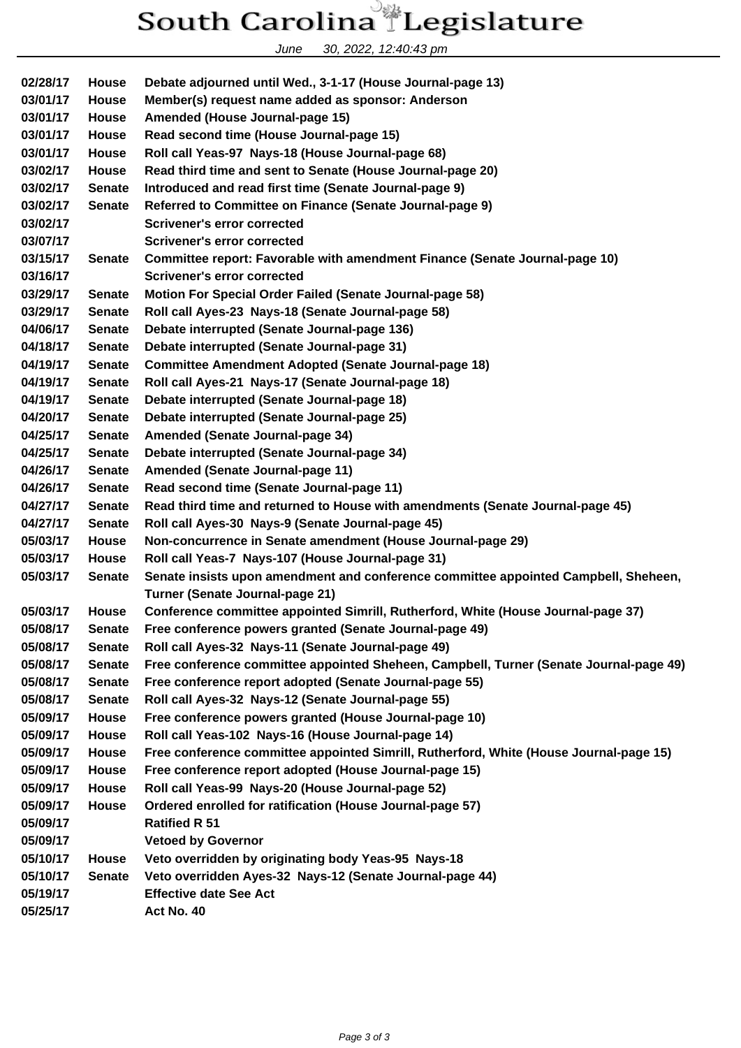| | | |
|---|---|---|
| 02/28/17 | House | Debate adjourned until Wed., 3-1-17 (House Journal-page 13) |
| 03/01/17 | House | Member(s) request name added as sponsor: Anderson |
| 03/01/17 | House | Amended (House Journal-page 15) |
| 03/01/17 | House | Read second time (House Journal-page 15) |
| 03/01/17 | House | Roll call Yeas-97 Nays-18 (House Journal-page 68) |
| 03/02/17 | House | Read third time and sent to Senate (House Journal-page 20) |
| 03/02/17 | Senate | Introduced and read first time (Senate Journal-page 9) |
| 03/02/17 | Senate | Referred to Committee on Finance (Senate Journal-page 9) |
| 03/02/17 | | Scrivener's error corrected |
| 03/07/17 | | Scrivener's error corrected |
| 03/15/17 | Senate | Committee report: Favorable with amendment Finance (Senate Journal-page 10) |
| 03/16/17 | | Scrivener's error corrected |
| 03/29/17 | Senate | Motion For Special Order Failed (Senate Journal-page 58) |
| 03/29/17 | Senate | Roll call Ayes-23 Nays-18 (Senate Journal-page 58) |
| 04/06/17 | Senate | Debate interrupted (Senate Journal-page 136) |
| 04/18/17 | Senate | Debate interrupted (Senate Journal-page 31) |
| 04/19/17 | Senate | Committee Amendment Adopted (Senate Journal-page 18) |
| 04/19/17 | Senate | Roll call Ayes-21 Nays-17 (Senate Journal-page 18) |
| 04/19/17 | Senate | Debate interrupted (Senate Journal-page 18) |
| 04/20/17 | Senate | Debate interrupted (Senate Journal-page 25) |
| 04/25/17 | Senate | Amended (Senate Journal-page 34) |
| 04/25/17 | Senate | Debate interrupted (Senate Journal-page 34) |
| 04/26/17 | Senate | Amended (Senate Journal-page 11) |
| 04/26/17 | Senate | Read second time (Senate Journal-page 11) |
| 04/27/17 | Senate | Read third time and returned to House with amendments (Senate Journal-page 45) |
| 04/27/17 | Senate | Roll call Ayes-30 Nays-9 (Senate Journal-page 45) |
| 05/03/17 | House | Non-concurrence in Senate amendment (House Journal-page 29) |
| 05/03/17 | House | Roll call Yeas-7 Nays-107 (House Journal-page 31) |
| 05/03/17 | Senate | Senate insists upon amendment and conference committee appointed Campbell, Sheheen, Turner (Senate Journal-page 21) |
| 05/03/17 | House | Conference committee appointed Simrill, Rutherford, White (House Journal-page 37) |
| 05/08/17 | Senate | Free conference powers granted (Senate Journal-page 49) |
| 05/08/17 | Senate | Roll call Ayes-32 Nays-11 (Senate Journal-page 49) |
| 05/08/17 | Senate | Free conference committee appointed Sheheen, Campbell, Turner (Senate Journal-page 49) |
| 05/08/17 | Senate | Free conference report adopted (Senate Journal-page 55) |
| 05/08/17 | Senate | Roll call Ayes-32 Nays-12 (Senate Journal-page 55) |
| 05/09/17 | House | Free conference powers granted (House Journal-page 10) |
| 05/09/17 | House | Roll call Yeas-102 Nays-16 (House Journal-page 14) |
| 05/09/17 | House | Free conference committee appointed Simrill, Rutherford, White (House Journal-page 15) |
| 05/09/17 | House | Free conference report adopted (House Journal-page 15) |
| 05/09/17 | House | Roll call Yeas-99 Nays-20 (House Journal-page 52) |
| 05/09/17 | House | Ordered enrolled for ratification (House Journal-page 57) |
| 05/09/17 | | Ratified R 51 |
| 05/09/17 | | Vetoed by Governor |
| 05/10/17 | House | Veto overridden by originating body Yeas-95 Nays-18 |
| 05/10/17 | Senate | Veto overridden Ayes-32 Nays-12 (Senate Journal-page 44) |
| 05/19/17 | | Effective date See Act |
| 05/25/17 | | Act No. 40 |